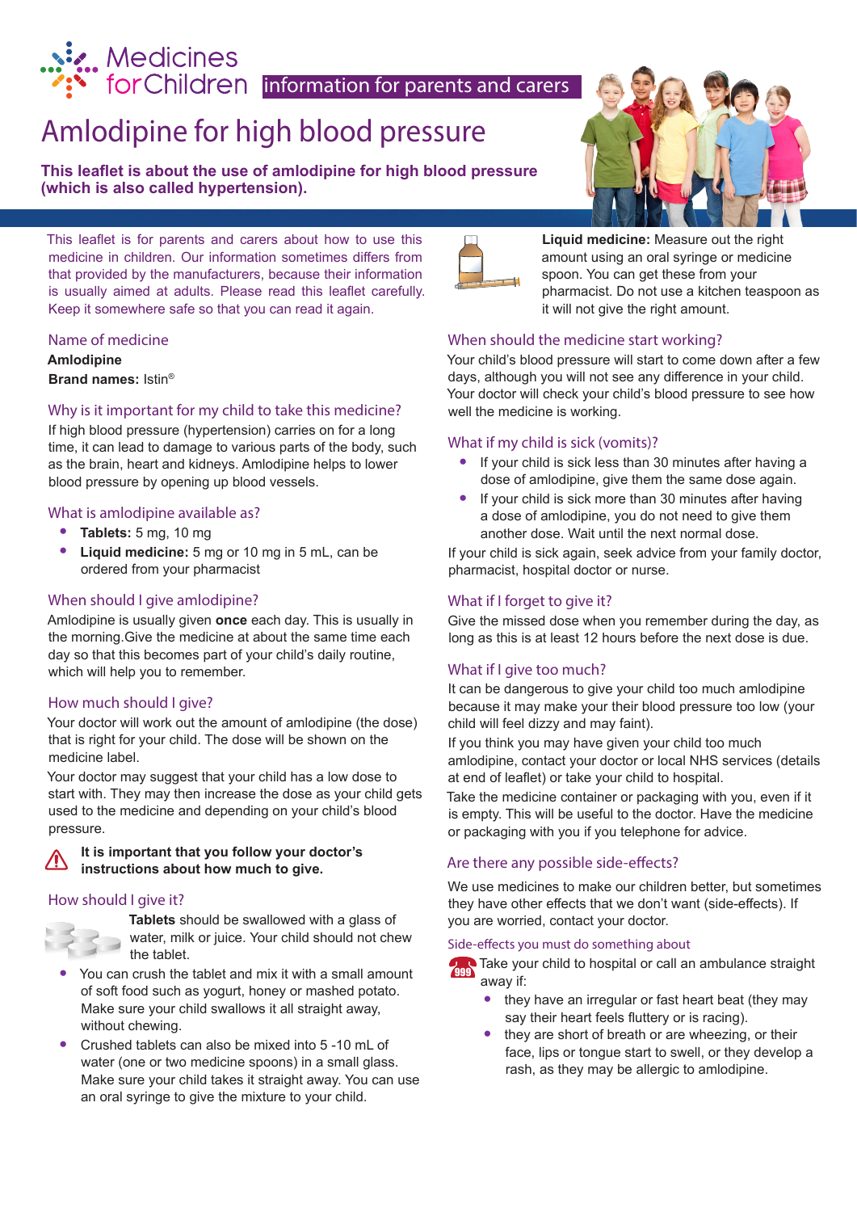Medicines for Children — information for parents and carers

# Amlodipine for high blood pressure

**This leaflet is about the use of amlodipine for high blood pressure (which is also called hypertension).**

This leaflet is for parents and carers about how to use this medicine in children. Our information sometimes differs from that provided by the manufacturers, because their information is usually aimed at adults. Please read this leaflet carefully. Keep it somewhere safe so that you can read it again.

## Name of medicine

**Amlodipine**

**Brand names:** Istin®

## Why is it important for my child to take this medicine?

If high blood pressure (hypertension) carries on for a long time, it can lead to damage to various parts of the body, such as the brain, heart and kidneys. Amlodipine helps to lower blood pressure by opening up blood vessels.

## What is amlodipine available as?

- **Tablets:** 5 mg, 10 mg
- **Liquid medicine:** 5 mg or 10 mg in 5 mL, can be ordered from your pharmacist

## When should I give amlodipine?

Amlodipine is usually given **once** each day. This is usually in the morning.Give the medicine at about the same time each day so that this becomes part of your child's daily routine, which will help you to remember.

## How much should I give?

Your doctor will work out the amount of amlodipine (the dose) that is right for your child. The dose will be shown on the medicine label.

Your doctor may suggest that your child has a low dose to start with. They may then increase the dose as your child gets used to the medicine and depending on your child's blood pressure.

**It is important that you follow your doctor's instructions about how much to give.**

## How should I give it?

**Tablets** should be swallowed with a glass of water, milk or juice. Your child should not chew the tablet.

- You can crush the tablet and mix it with a small amount of soft food such as yogurt, honey or mashed potato. Make sure your child swallows it all straight away, without chewing.
- Crushed tablets can also be mixed into 5 -10 mL of water (one or two medicine spoons) in a small glass. Make sure your child takes it straight away. You can use an oral syringe to give the mixture to your child.

**Liquid medicine:** Measure out the right amount using an oral syringe or medicine spoon. You can get these from your pharmacist. Do not use a kitchen teaspoon as it will not give the right amount.

## When should the medicine start working?

Your child's blood pressure will start to come down after a few days, although you will not see any difference in your child. Your doctor will check your child's blood pressure to see how well the medicine is working.

## What if my child is sick (vomits)?

- If your child is sick less than 30 minutes after having a dose of amlodipine, give them the same dose again.
- If your child is sick more than 30 minutes after having a dose of amlodipine, you do not need to give them another dose. Wait until the next normal dose.

If your child is sick again, seek advice from your family doctor, pharmacist, hospital doctor or nurse.

## What if I forget to give it?

Give the missed dose when you remember during the day, as long as this is at least 12 hours before the next dose is due.

## What if I give too much?

It can be dangerous to give your child too much amlodipine because it may make your their blood pressure too low (your child will feel dizzy and may faint).

If you think you may have given your child too much amlodipine, contact your doctor or local NHS services (details at end of leaflet) or take your child to hospital.

Take the medicine container or packaging with you, even if it is empty. This will be useful to the doctor. Have the medicine or packaging with you if you telephone for advice.

## Are there any possible side-effects?

We use medicines to make our children better, but sometimes they have other effects that we don't want (side-effects). If you are worried, contact your doctor.

### Side-effects you must do something about

Take your child to hospital or call an ambulance straight away if:

- they have an irregular or fast heart beat (they may say their heart feels fluttery or is racing).
- they are short of breath or are wheezing, or their face, lips or tongue start to swell, or they develop a rash, as they may be allergic to amlodipine.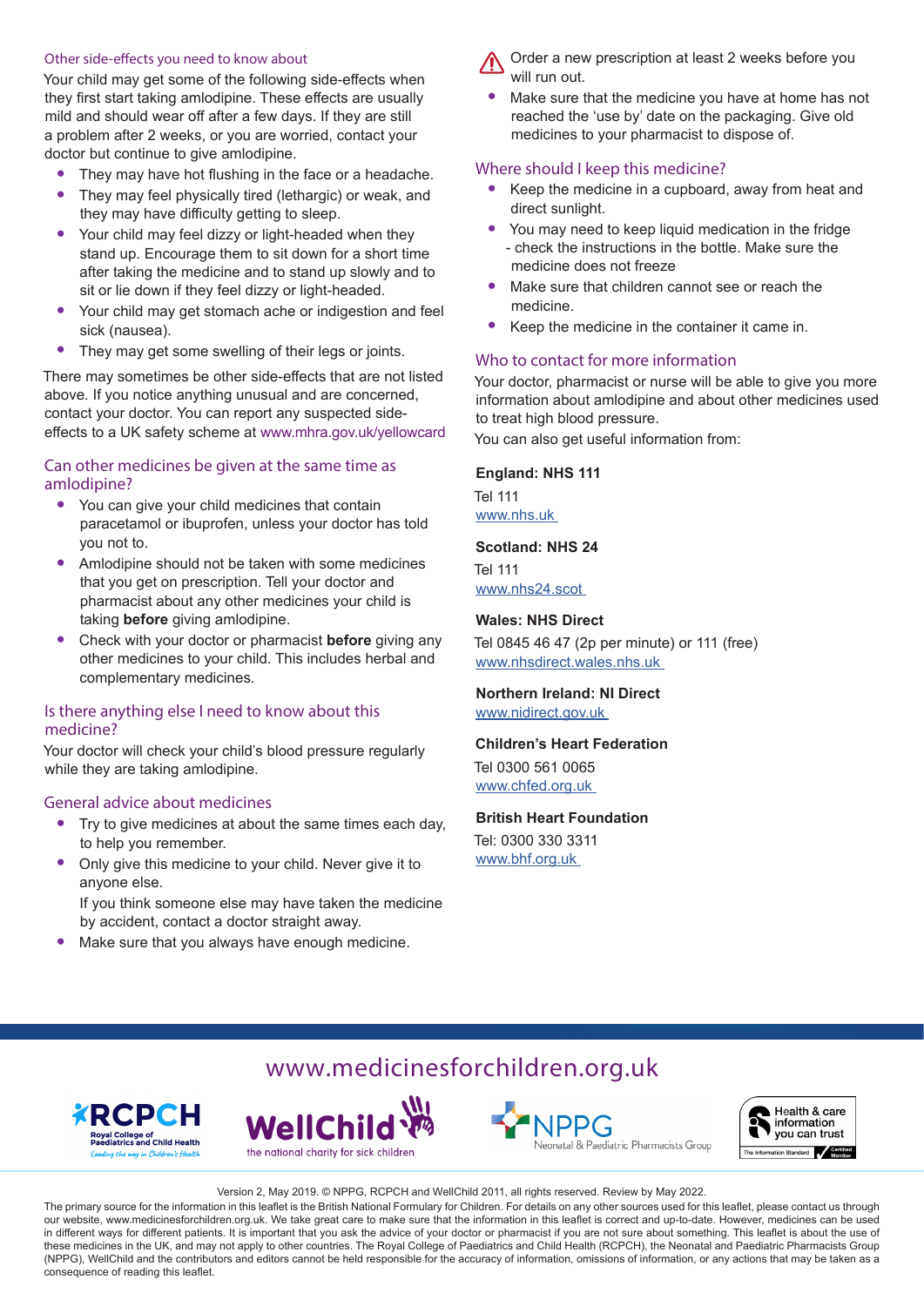## Other side-effects you need to know about

Your child may get some of the following side-effects when they first start taking amlodipine. These effects are usually mild and should wear off after a few days. If they are still a problem after 2 weeks, or you are worried, contact your doctor but continue to give amlodipine.

- They may have hot flushing in the face or a headache.
- They may feel physically tired (lethargic) or weak, and they may have difficulty getting to sleep.
- Your child may feel dizzy or light-headed when they stand up. Encourage them to sit down for a short time after taking the medicine and to stand up slowly and to sit or lie down if they feel dizzy or light-headed.
- Your child may get stomach ache or indigestion and feel sick (nausea).
- They may get some swelling of their legs or joints.

There may sometimes be other side-effects that are not listed above. If you notice anything unusual and are concerned, contact your doctor. You can report any suspected side-effects to a UK safety scheme at www.mhra.gov.uk/yellowcard

## Can other medicines be given at the same time as amlodipine?

- You can give your child medicines that contain paracetamol or ibuprofen, unless your doctor has told you not to.
- Amlodipine should not be taken with some medicines that you get on prescription. Tell your doctor and pharmacist about any other medicines your child is taking **before** giving amlodipine.
- Check with your doctor or pharmacist **before** giving any other medicines to your child. This includes herbal and complementary medicines.

## Is there anything else I need to know about this medicine?

Your doctor will check your child's blood pressure regularly while they are taking amlodipine.

## General advice about medicines

- Try to give medicines at about the same times each day, to help you remember.
- Only give this medicine to your child. Never give it to anyone else.
  If you think someone else may have taken the medicine by accident, contact a doctor straight away.
- Make sure that you always have enough medicine.

⚠ Order a new prescription at least 2 weeks before you will run out.

- Make sure that the medicine you have at home has not reached the 'use by' date on the packaging. Give old medicines to your pharmacist to dispose of.

## Where should I keep this medicine?

- Keep the medicine in a cupboard, away from heat and direct sunlight.
- You may need to keep liquid medication in the fridge - check the instructions in the bottle. Make sure the medicine does not freeze
- Make sure that children cannot see or reach the medicine.
- Keep the medicine in the container it came in.

## Who to contact for more information

Your doctor, pharmacist or nurse will be able to give you more information about amlodipine and about other medicines used to treat high blood pressure.

You can also get useful information from:

**England: NHS 111**
Tel 111
www.nhs.uk

**Scotland: NHS 24**
Tel 111
www.nhs24.scot

**Wales: NHS Direct**
Tel 0845 46 47 (2p per minute) or 111 (free)
www.nhsdirect.wales.nhs.uk

**Northern Ireland: NI Direct**
www.nidirect.gov.uk

**Children's Heart Federation**
Tel 0300 561 0065
www.chfed.org.uk

**British Heart Foundation**
Tel: 0300 330 3311
www.bhf.org.uk

www.medicinesforchildren.org.uk

RCPCH Royal College of Paediatrics and Child Health *Leading the way in Children's Health* | WellChild the national charity for sick children | NPPG Neonatal & Paediatric Pharmacists Group | Health & care information you can trust – The Information Standard Certified Member

Version 2, May 2019. © NPPG, RCPCH and WellChild 2011, all rights reserved. Review by May 2022.

The primary source for the information in this leaflet is the British National Formulary for Children. For details on any other sources used for this leaflet, please contact us through our website, www.medicinesforchildren.org.uk. We take great care to make sure that the information in this leaflet is correct and up-to-date. However, medicines can be used in different ways for different patients. It is important that you ask the advice of your doctor or pharmacist if you are not sure about something. This leaflet is about the use of these medicines in the UK, and may not apply to other countries. The Royal College of Paediatrics and Child Health (RCPCH), the Neonatal and Paediatric Pharmacists Group (NPPG), WellChild and the contributors and editors cannot be held responsible for the accuracy of information, omissions of information, or any actions that may be taken as a consequence of reading this leaflet.